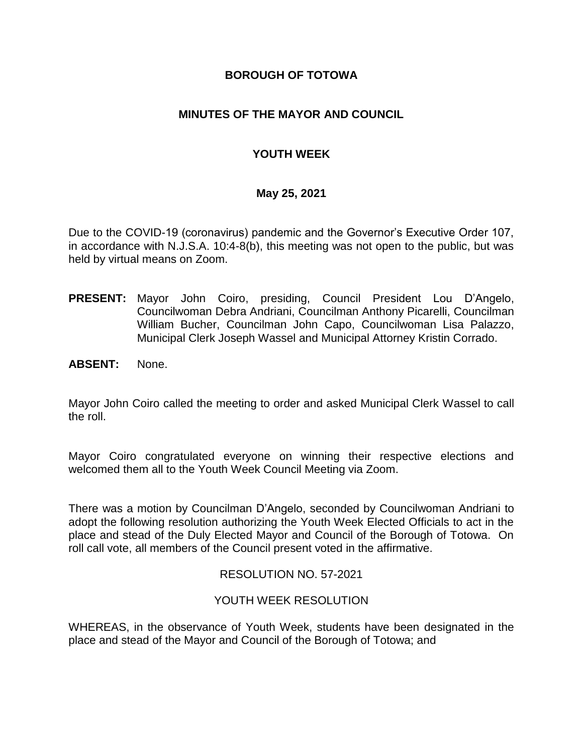# BOROUGH OF TOTOWA

## MINUTES OF THE MAYOR AND COUNCIL

## YOUTH WEEK

### May 25, 2021

Due to the COVID-19 (coronavirus) pandemic and the Governor's Executive Order 107, in accordance with N.J.S.A. 10:4-8(b), this meeting was not open to the public, but was held by virtual means on Zoom.

**PRESENT:** Mayor John Coiro, presiding, Council President Lou D'Angelo, Councilwoman Debra Andriani, Councilman Anthony Picarelli, Councilman William Bucher, Councilman John Capo, Councilwoman Lisa Palazzo, Municipal Clerk Joseph Wassel and Municipal Attorney Kristin Corrado.

**ABSENT:** None.

Mayor John Coiro called the meeting to order and asked Municipal Clerk Wassel to call the roll.

Mayor Coiro congratulated everyone on winning their respective elections and welcomed them all to the Youth Week Council Meeting via Zoom.

There was a motion by Councilman D'Angelo, seconded by Councilwoman Andriani to adopt the following resolution authorizing the Youth Week Elected Officials to act in the place and stead of the Duly Elected Mayor and Council of the Borough of Totowa. On roll call vote, all members of the Council present voted in the affirmative.

RESOLUTION NO. 57-2021

YOUTH WEEK RESOLUTION

WHEREAS, in the observance of Youth Week, students have been designated in the place and stead of the Mayor and Council of the Borough of Totowa; and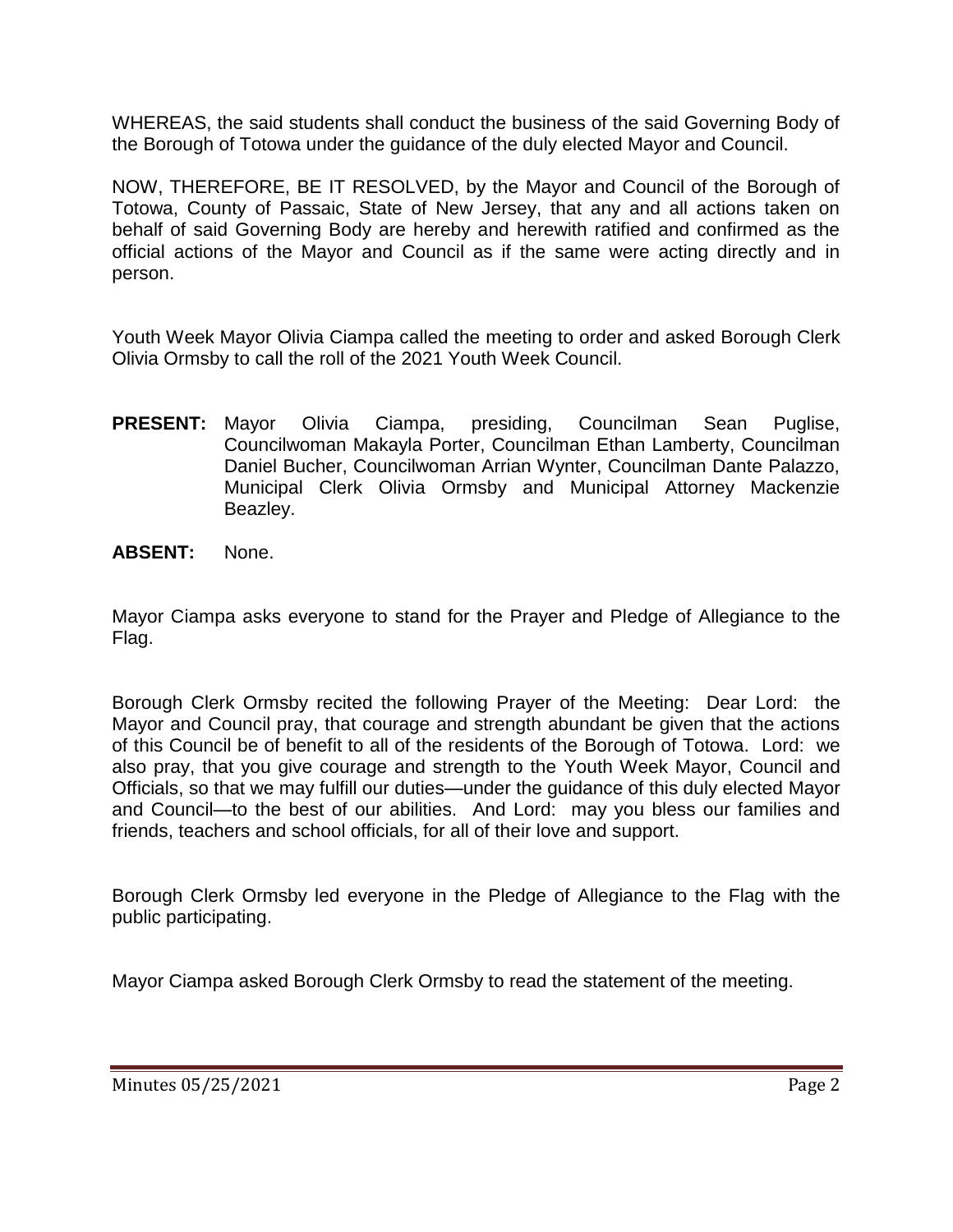WHEREAS, the said students shall conduct the business of the said Governing Body of the Borough of Totowa under the guidance of the duly elected Mayor and Council.

NOW, THEREFORE, BE IT RESOLVED, by the Mayor and Council of the Borough of Totowa, County of Passaic, State of New Jersey, that any and all actions taken on behalf of said Governing Body are hereby and herewith ratified and confirmed as the official actions of the Mayor and Council as if the same were acting directly and in person.

Youth Week Mayor Olivia Ciampa called the meeting to order and asked Borough Clerk Olivia Ormsby to call the roll of the 2021 Youth Week Council.

**PRESENT:** Mayor Olivia Ciampa, presiding, Councilman Sean Puglise, Councilwoman Makayla Porter, Councilman Ethan Lamberty, Councilman Daniel Bucher, Councilwoman Arrian Wynter, Councilman Dante Palazzo, Municipal Clerk Olivia Ormsby and Municipal Attorney Mackenzie Beazley.

**ABSENT:** None.

Mayor Ciampa asks everyone to stand for the Prayer and Pledge of Allegiance to the Flag.

Borough Clerk Ormsby recited the following Prayer of the Meeting: Dear Lord: the Mayor and Council pray, that courage and strength abundant be given that the actions of this Council be of benefit to all of the residents of the Borough of Totowa. Lord: we also pray, that you give courage and strength to the Youth Week Mayor, Council and Officials, so that we may fulfill our duties—under the guidance of this duly elected Mayor and Council—to the best of our abilities. And Lord: may you bless our families and friends, teachers and school officials, for all of their love and support.

Borough Clerk Ormsby led everyone in the Pledge of Allegiance to the Flag with the public participating.

Mayor Ciampa asked Borough Clerk Ormsby to read the statement of the meeting.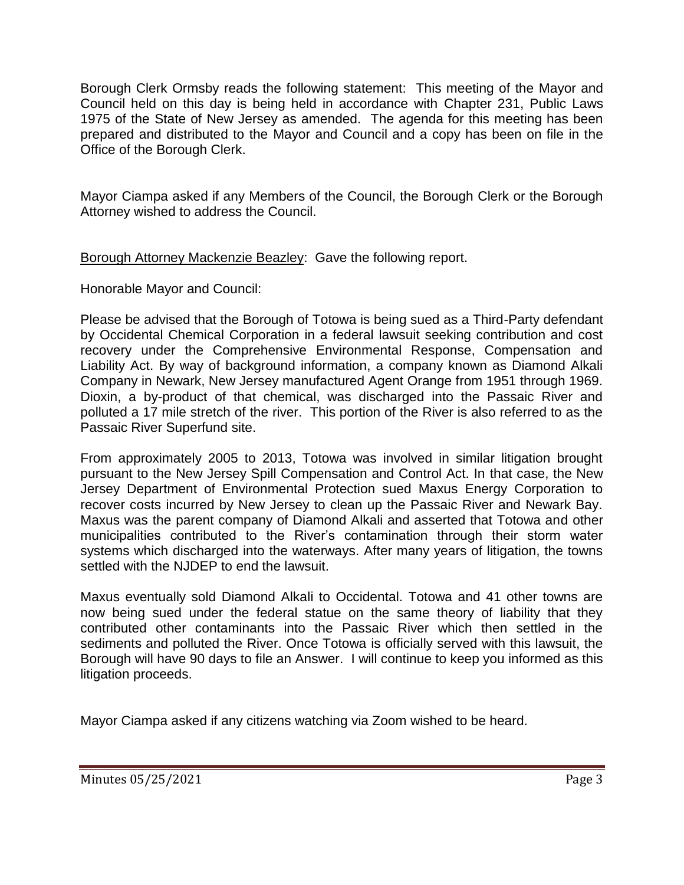Borough Clerk Ormsby reads the following statement: This meeting of the Mayor and Council held on this day is being held in accordance with Chapter 231, Public Laws 1975 of the State of New Jersey as amended. The agenda for this meeting has been prepared and distributed to the Mayor and Council and a copy has been on file in the Office of the Borough Clerk.

Mayor Ciampa asked if any Members of the Council, the Borough Clerk or the Borough Attorney wished to address the Council.

Borough Attorney Mackenzie Beazley: Gave the following report.

Honorable Mayor and Council:

Please be advised that the Borough of Totowa is being sued as a Third-Party defendant by Occidental Chemical Corporation in a federal lawsuit seeking contribution and cost recovery under the Comprehensive Environmental Response, Compensation and Liability Act. By way of background information, a company known as Diamond Alkali Company in Newark, New Jersey manufactured Agent Orange from 1951 through 1969. Dioxin, a by-product of that chemical, was discharged into the Passaic River and polluted a 17 mile stretch of the river. This portion of the River is also referred to as the Passaic River Superfund site.

From approximately 2005 to 2013, Totowa was involved in similar litigation brought pursuant to the New Jersey Spill Compensation and Control Act. In that case, the New Jersey Department of Environmental Protection sued Maxus Energy Corporation to recover costs incurred by New Jersey to clean up the Passaic River and Newark Bay. Maxus was the parent company of Diamond Alkali and asserted that Totowa and other municipalities contributed to the River's contamination through their storm water systems which discharged into the waterways. After many years of litigation, the towns settled with the NJDEP to end the lawsuit.

Maxus eventually sold Diamond Alkali to Occidental. Totowa and 41 other towns are now being sued under the federal statue on the same theory of liability that they contributed other contaminants into the Passaic River which then settled in the sediments and polluted the River. Once Totowa is officially served with this lawsuit, the Borough will have 90 days to file an Answer. I will continue to keep you informed as this litigation proceeds.

Mayor Ciampa asked if any citizens watching via Zoom wished to be heard.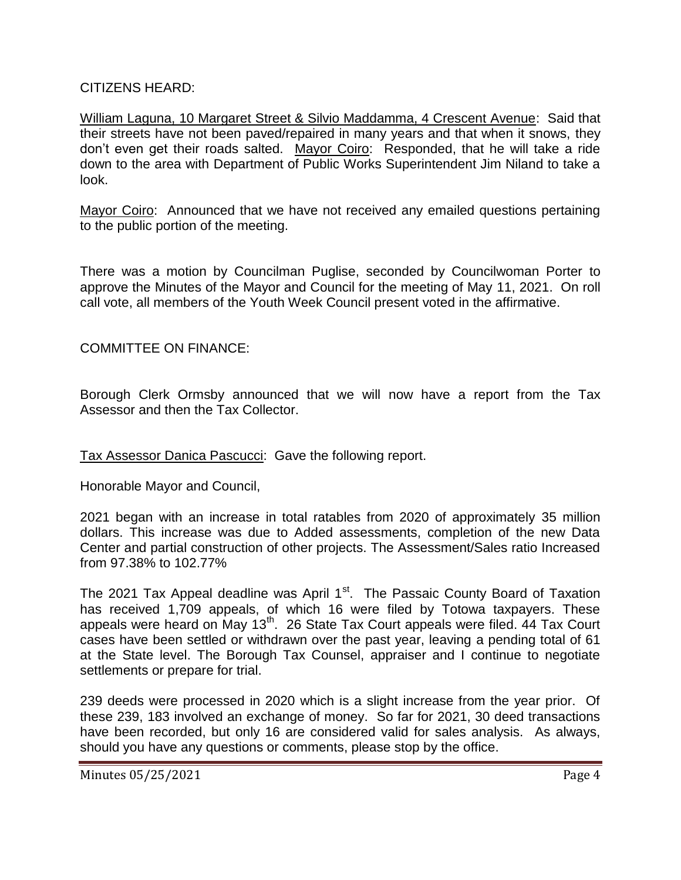CITIZENS HEARD:

William Laguna, 10 Margaret Street & Silvio Maddamma, 4 Crescent Avenue: Said that their streets have not been paved/repaired in many years and that when it snows, they don't even get their roads salted. Mayor Coiro: Responded, that he will take a ride down to the area with Department of Public Works Superintendent Jim Niland to take a look.

Mayor Coiro: Announced that we have not received any emailed questions pertaining to the public portion of the meeting.

There was a motion by Councilman Puglise, seconded by Councilwoman Porter to approve the Minutes of the Mayor and Council for the meeting of May 11, 2021. On roll call vote, all members of the Youth Week Council present voted in the affirmative.

COMMITTEE ON FINANCE:

Borough Clerk Ormsby announced that we will now have a report from the Tax Assessor and then the Tax Collector.

Tax Assessor Danica Pascucci: Gave the following report.

Honorable Mayor and Council,

2021 began with an increase in total ratables from 2020 of approximately 35 million dollars. This increase was due to Added assessments, completion of the new Data Center and partial construction of other projects. The Assessment/Sales ratio Increased from 97.38% to 102.77%

The 2021 Tax Appeal deadline was April 1st. The Passaic County Board of Taxation has received 1,709 appeals, of which 16 were filed by Totowa taxpayers. These appeals were heard on May 13th. 26 State Tax Court appeals were filed. 44 Tax Court cases have been settled or withdrawn over the past year, leaving a pending total of 61 at the State level. The Borough Tax Counsel, appraiser and I continue to negotiate settlements or prepare for trial.

239 deeds were processed in 2020 which is a slight increase from the year prior. Of these 239, 183 involved an exchange of money. So far for 2021, 30 deed transactions have been recorded, but only 16 are considered valid for sales analysis. As always, should you have any questions or comments, please stop by the office.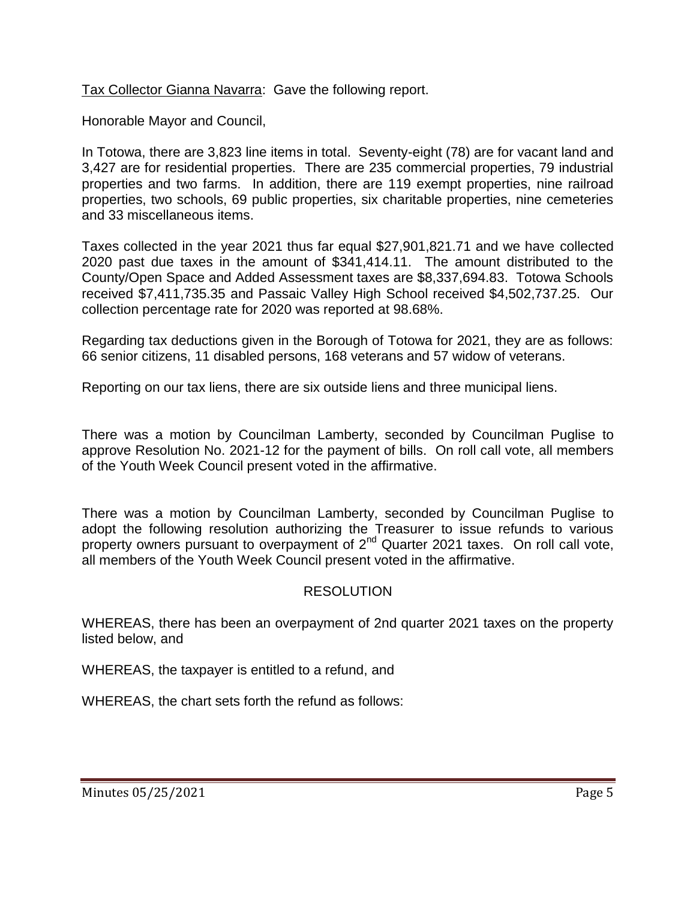Tax Collector Gianna Navarra: Gave the following report.

Honorable Mayor and Council,

In Totowa, there are 3,823 line items in total. Seventy-eight (78) are for vacant land and 3,427 are for residential properties. There are 235 commercial properties, 79 industrial properties and two farms. In addition, there are 119 exempt properties, nine railroad properties, two schools, 69 public properties, six charitable properties, nine cemeteries and 33 miscellaneous items.

Taxes collected in the year 2021 thus far equal $27,901,821.71 and we have collected 2020 past due taxes in the amount of $341,414.11. The amount distributed to the County/Open Space and Added Assessment taxes are $8,337,694.83. Totowa Schools received $7,411,735.35 and Passaic Valley High School received $4,502,737.25. Our collection percentage rate for 2020 was reported at 98.68%.

Regarding tax deductions given in the Borough of Totowa for 2021, they are as follows: 66 senior citizens, 11 disabled persons, 168 veterans and 57 widow of veterans.

Reporting on our tax liens, there are six outside liens and three municipal liens.

There was a motion by Councilman Lamberty, seconded by Councilman Puglise to approve Resolution No. 2021-12 for the payment of bills. On roll call vote, all members of the Youth Week Council present voted in the affirmative.

There was a motion by Councilman Lamberty, seconded by Councilman Puglise to adopt the following resolution authorizing the Treasurer to issue refunds to various property owners pursuant to overpayment of 2nd Quarter 2021 taxes. On roll call vote, all members of the Youth Week Council present voted in the affirmative.

RESOLUTION

WHEREAS, there has been an overpayment of 2nd quarter 2021 taxes on the property listed below, and

WHEREAS, the taxpayer is entitled to a refund, and

WHEREAS, the chart sets forth the refund as follows: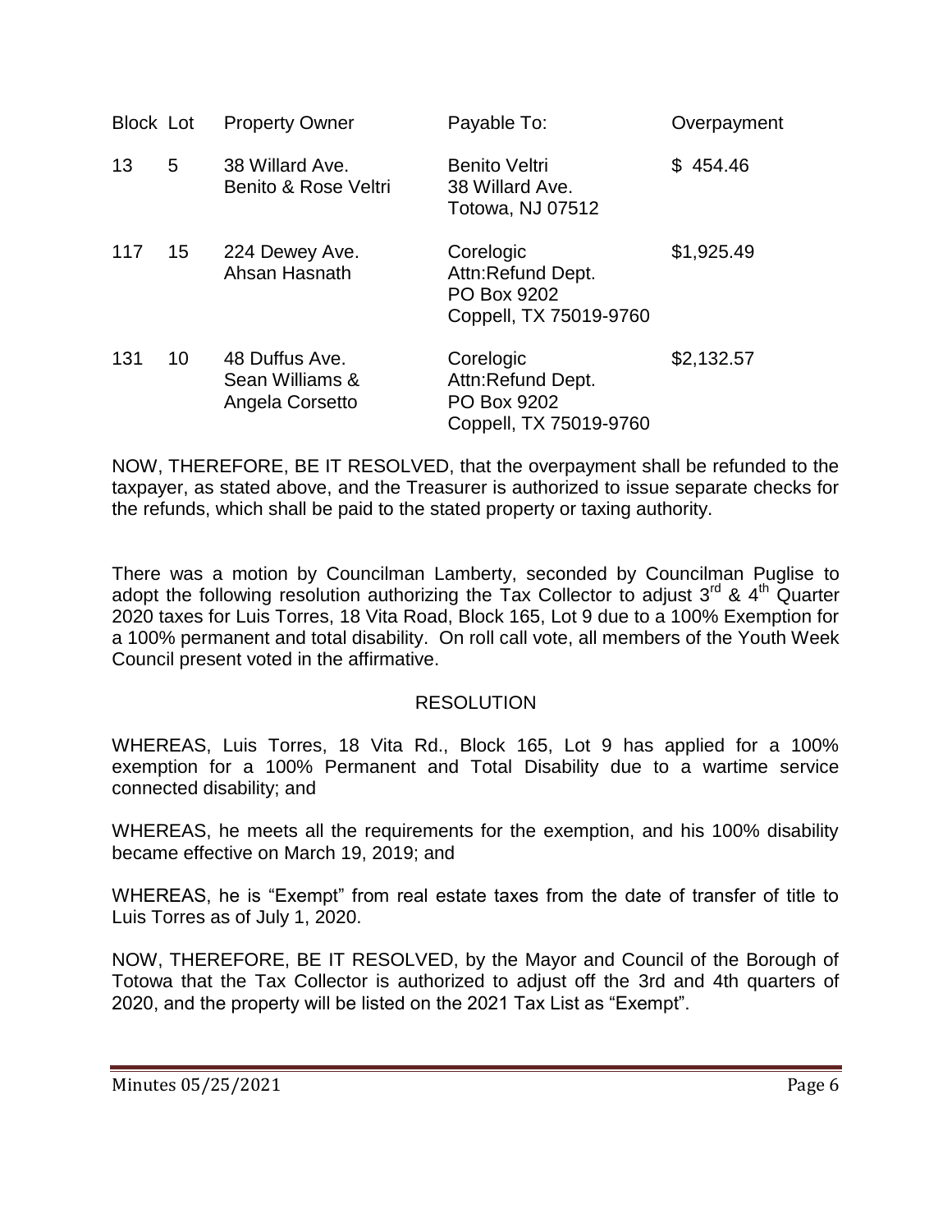| Block | Lot | Property Owner | Payable To: | Overpayment |
|---|---|---|---|---|
| 13 | 5 | 38 Willard Ave.<br>Benito & Rose Veltri | Benito Veltri<br>38 Willard Ave.<br>Totowa, NJ 07512 | $ 454.46 |
| 117 | 15 | 224 Dewey Ave.<br>Ahsan Hasnath | Corelogic<br>Attn:Refund Dept.<br>PO Box 9202<br>Coppell, TX 75019-9760 | $1,925.49 |
| 131 | 10 | 48 Duffus Ave.<br>Sean Williams &<br>Angela Corsetto | Corelogic<br>Attn:Refund Dept.<br>PO Box 9202<br>Coppell, TX 75019-9760 | $2,132.57 |

NOW, THEREFORE, BE IT RESOLVED, that the overpayment shall be refunded to the taxpayer, as stated above, and the Treasurer is authorized to issue separate checks for the refunds, which shall be paid to the stated property or taxing authority.

There was a motion by Councilman Lamberty, seconded by Councilman Puglise to adopt the following resolution authorizing the Tax Collector to adjust 3rd & 4th Quarter 2020 taxes for Luis Torres, 18 Vita Road, Block 165, Lot 9 due to a 100% Exemption for a 100% permanent and total disability. On roll call vote, all members of the Youth Week Council present voted in the affirmative.

RESOLUTION

WHEREAS, Luis Torres, 18 Vita Rd., Block 165, Lot 9 has applied for a 100% exemption for a 100% Permanent and Total Disability due to a wartime service connected disability; and

WHEREAS, he meets all the requirements for the exemption, and his 100% disability became effective on March 19, 2019; and

WHEREAS, he is "Exempt" from real estate taxes from the date of transfer of title to Luis Torres as of July 1, 2020.

NOW, THEREFORE, BE IT RESOLVED, by the Mayor and Council of the Borough of Totowa that the Tax Collector is authorized to adjust off the 3rd and 4th quarters of 2020, and the property will be listed on the 2021 Tax List as "Exempt".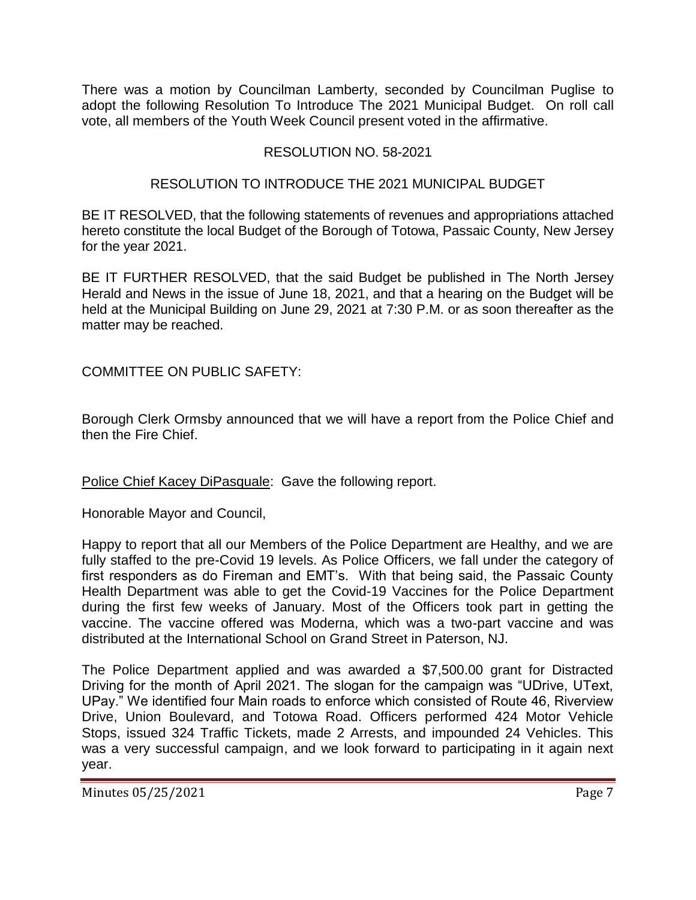There was a motion by Councilman Lamberty, seconded by Councilman Puglise to adopt the following Resolution To Introduce The 2021 Municipal Budget. On roll call vote, all members of the Youth Week Council present voted in the affirmative.

RESOLUTION NO. 58-2021

RESOLUTION TO INTRODUCE THE 2021 MUNICIPAL BUDGET

BE IT RESOLVED, that the following statements of revenues and appropriations attached hereto constitute the local Budget of the Borough of Totowa, Passaic County, New Jersey for the year 2021.

BE IT FURTHER RESOLVED, that the said Budget be published in The North Jersey Herald and News in the issue of June 18, 2021, and that a hearing on the Budget will be held at the Municipal Building on June 29, 2021 at 7:30 P.M. or as soon thereafter as the matter may be reached.

COMMITTEE ON PUBLIC SAFETY:

Borough Clerk Ormsby announced that we will have a report from the Police Chief and then the Fire Chief.

Police Chief Kacey DiPasquale: Gave the following report.

Honorable Mayor and Council,

Happy to report that all our Members of the Police Department are Healthy, and we are fully staffed to the pre-Covid 19 levels. As Police Officers, we fall under the category of first responders as do Fireman and EMT's. With that being said, the Passaic County Health Department was able to get the Covid-19 Vaccines for the Police Department during the first few weeks of January. Most of the Officers took part in getting the vaccine. The vaccine offered was Moderna, which was a two-part vaccine and was distributed at the International School on Grand Street in Paterson, NJ.

The Police Department applied and was awarded a $7,500.00 grant for Distracted Driving for the month of April 2021. The slogan for the campaign was "UDrive, UText, UPay." We identified four Main roads to enforce which consisted of Route 46, Riverview Drive, Union Boulevard, and Totowa Road. Officers performed 424 Motor Vehicle Stops, issued 324 Traffic Tickets, made 2 Arrests, and impounded 24 Vehicles. This was a very successful campaign, and we look forward to participating in it again next year.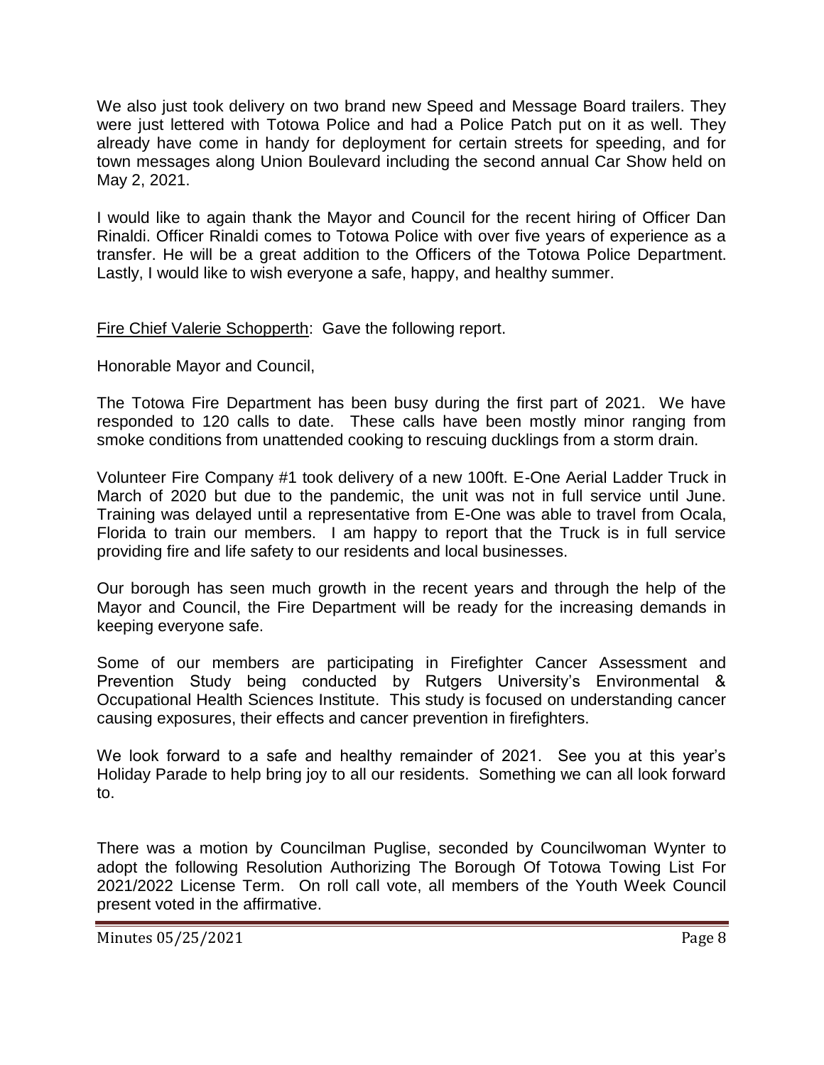We also just took delivery on two brand new Speed and Message Board trailers. They were just lettered with Totowa Police and had a Police Patch put on it as well. They already have come in handy for deployment for certain streets for speeding, and for town messages along Union Boulevard including the second annual Car Show held on May 2, 2021.

I would like to again thank the Mayor and Council for the recent hiring of Officer Dan Rinaldi. Officer Rinaldi comes to Totowa Police with over five years of experience as a transfer. He will be a great addition to the Officers of the Totowa Police Department. Lastly, I would like to wish everyone a safe, happy, and healthy summer.

Fire Chief Valerie Schopperth: Gave the following report.

Honorable Mayor and Council,

The Totowa Fire Department has been busy during the first part of 2021. We have responded to 120 calls to date. These calls have been mostly minor ranging from smoke conditions from unattended cooking to rescuing ducklings from a storm drain.

Volunteer Fire Company #1 took delivery of a new 100ft. E-One Aerial Ladder Truck in March of 2020 but due to the pandemic, the unit was not in full service until June. Training was delayed until a representative from E-One was able to travel from Ocala, Florida to train our members. I am happy to report that the Truck is in full service providing fire and life safety to our residents and local businesses.

Our borough has seen much growth in the recent years and through the help of the Mayor and Council, the Fire Department will be ready for the increasing demands in keeping everyone safe.

Some of our members are participating in Firefighter Cancer Assessment and Prevention Study being conducted by Rutgers University's Environmental & Occupational Health Sciences Institute. This study is focused on understanding cancer causing exposures, their effects and cancer prevention in firefighters.

We look forward to a safe and healthy remainder of 2021. See you at this year's Holiday Parade to help bring joy to all our residents. Something we can all look forward to.

There was a motion by Councilman Puglise, seconded by Councilwoman Wynter to adopt the following Resolution Authorizing The Borough Of Totowa Towing List For 2021/2022 License Term. On roll call vote, all members of the Youth Week Council present voted in the affirmative.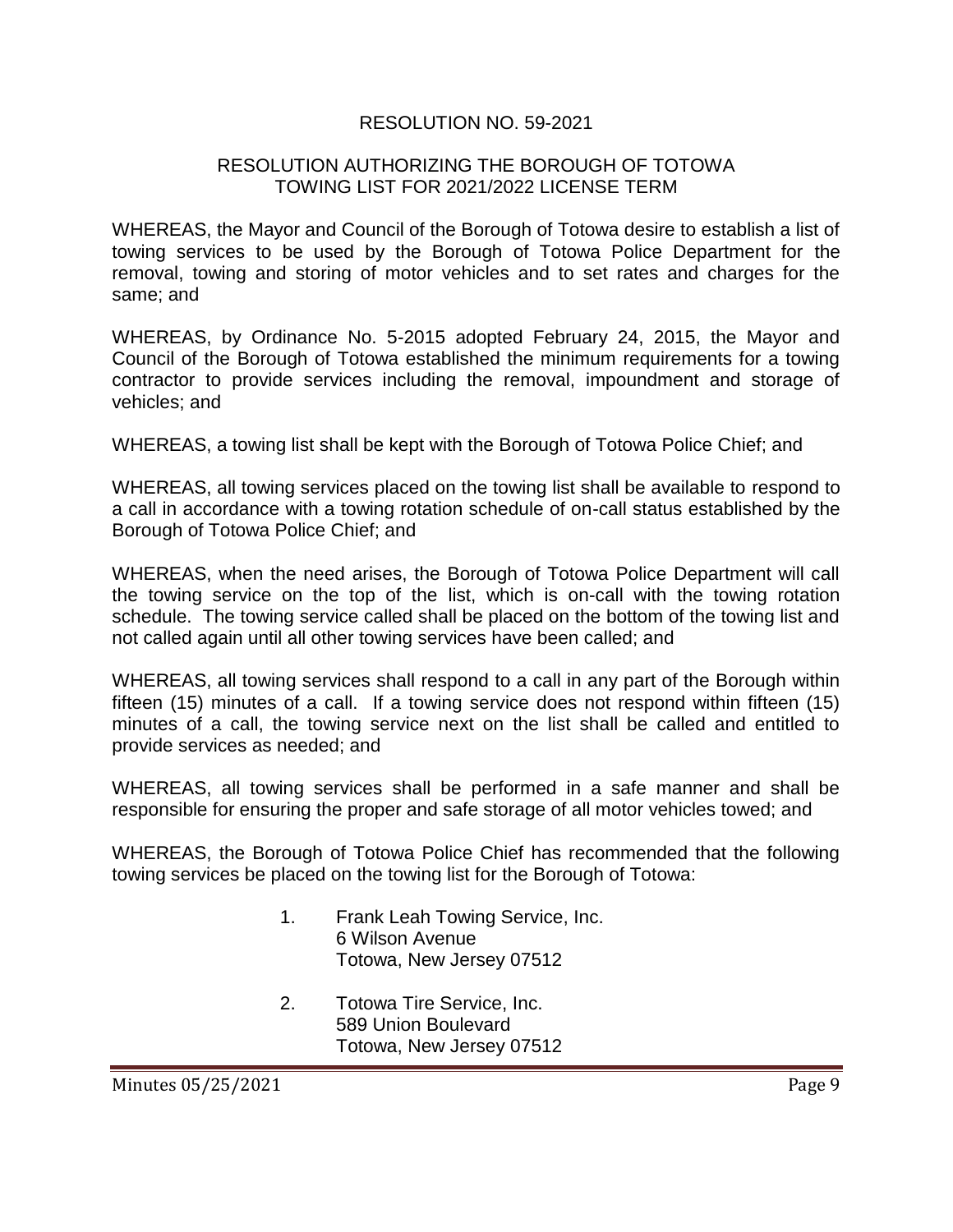RESOLUTION NO. 59-2021

RESOLUTION AUTHORIZING THE BOROUGH OF TOTOWA TOWING LIST FOR 2021/2022 LICENSE TERM

WHEREAS, the Mayor and Council of the Borough of Totowa desire to establish a list of towing services to be used by the Borough of Totowa Police Department for the removal, towing and storing of motor vehicles and to set rates and charges for the same; and

WHEREAS, by Ordinance No. 5-2015 adopted February 24, 2015, the Mayor and Council of the Borough of Totowa established the minimum requirements for a towing contractor to provide services including the removal, impoundment and storage of vehicles; and

WHEREAS, a towing list shall be kept with the Borough of Totowa Police Chief; and

WHEREAS, all towing services placed on the towing list shall be available to respond to a call in accordance with a towing rotation schedule of on-call status established by the Borough of Totowa Police Chief; and

WHEREAS, when the need arises, the Borough of Totowa Police Department will call the towing service on the top of the list, which is on-call with the towing rotation schedule. The towing service called shall be placed on the bottom of the towing list and not called again until all other towing services have been called; and

WHEREAS, all towing services shall respond to a call in any part of the Borough within fifteen (15) minutes of a call. If a towing service does not respond within fifteen (15) minutes of a call, the towing service next on the list shall be called and entitled to provide services as needed; and

WHEREAS, all towing services shall be performed in a safe manner and shall be responsible for ensuring the proper and safe storage of all motor vehicles towed; and

WHEREAS, the Borough of Totowa Police Chief has recommended that the following towing services be placed on the towing list for the Borough of Totowa:

1. Frank Leah Towing Service, Inc.
   6 Wilson Avenue
   Totowa, New Jersey 07512

2. Totowa Tire Service, Inc.
   589 Union Boulevard
   Totowa, New Jersey 07512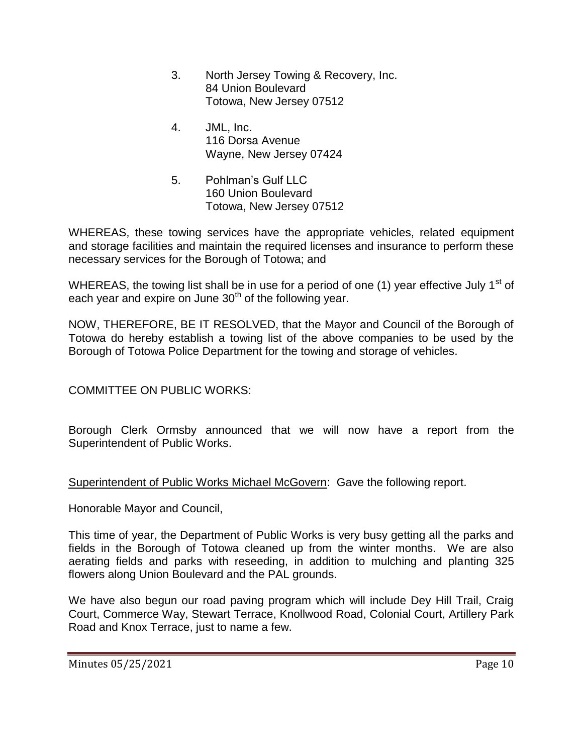3. North Jersey Towing & Recovery, Inc.
   84 Union Boulevard
   Totowa, New Jersey 07512

4. JML, Inc.
   116 Dorsa Avenue
   Wayne, New Jersey 07424

5. Pohlman's Gulf LLC
   160 Union Boulevard
   Totowa, New Jersey 07512

WHEREAS, these towing services have the appropriate vehicles, related equipment and storage facilities and maintain the required licenses and insurance to perform these necessary services for the Borough of Totowa; and

WHEREAS, the towing list shall be in use for a period of one (1) year effective July 1st of each year and expire on June 30th of the following year.

NOW, THEREFORE, BE IT RESOLVED, that the Mayor and Council of the Borough of Totowa do hereby establish a towing list of the above companies to be used by the Borough of Totowa Police Department for the towing and storage of vehicles.

COMMITTEE ON PUBLIC WORKS:

Borough Clerk Ormsby announced that we will now have a report from the Superintendent of Public Works.

Superintendent of Public Works Michael McGovern: Gave the following report.

Honorable Mayor and Council,

This time of year, the Department of Public Works is very busy getting all the parks and fields in the Borough of Totowa cleaned up from the winter months. We are also aerating fields and parks with reseeding, in addition to mulching and planting 325 flowers along Union Boulevard and the PAL grounds.

We have also begun our road paving program which will include Dey Hill Trail, Craig Court, Commerce Way, Stewart Terrace, Knollwood Road, Colonial Court, Artillery Park Road and Knox Terrace, just to name a few.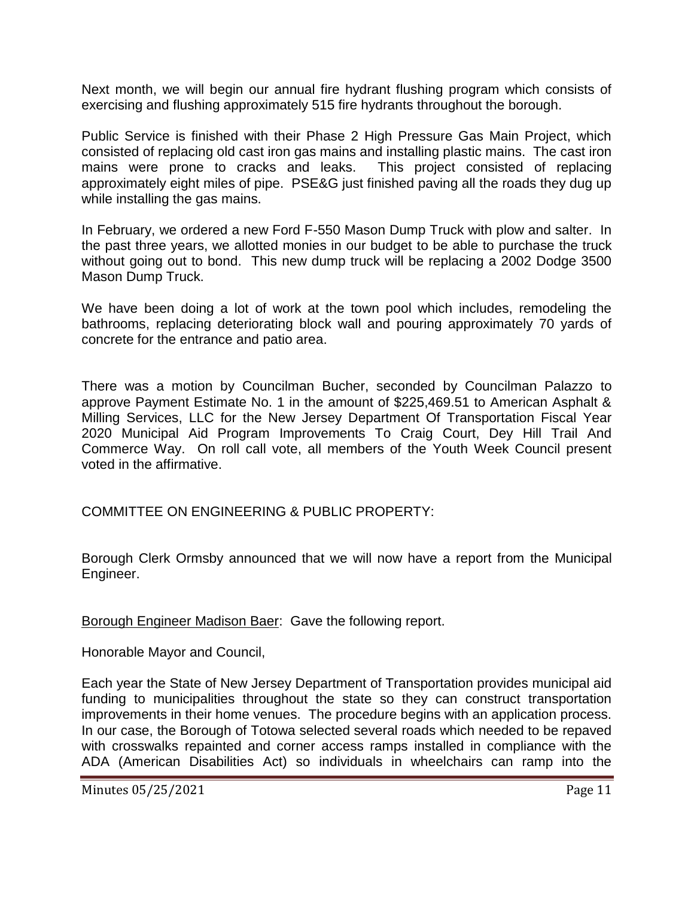Next month, we will begin our annual fire hydrant flushing program which consists of exercising and flushing approximately 515 fire hydrants throughout the borough.

Public Service is finished with their Phase 2 High Pressure Gas Main Project, which consisted of replacing old cast iron gas mains and installing plastic mains. The cast iron mains were prone to cracks and leaks. This project consisted of replacing approximately eight miles of pipe. PSE&G just finished paving all the roads they dug up while installing the gas mains.

In February, we ordered a new Ford F-550 Mason Dump Truck with plow and salter. In the past three years, we allotted monies in our budget to be able to purchase the truck without going out to bond. This new dump truck will be replacing a 2002 Dodge 3500 Mason Dump Truck.

We have been doing a lot of work at the town pool which includes, remodeling the bathrooms, replacing deteriorating block wall and pouring approximately 70 yards of concrete for the entrance and patio area.

There was a motion by Councilman Bucher, seconded by Councilman Palazzo to approve Payment Estimate No. 1 in the amount of $225,469.51 to American Asphalt & Milling Services, LLC for the New Jersey Department Of Transportation Fiscal Year 2020 Municipal Aid Program Improvements To Craig Court, Dey Hill Trail And Commerce Way. On roll call vote, all members of the Youth Week Council present voted in the affirmative.

COMMITTEE ON ENGINEERING & PUBLIC PROPERTY:

Borough Clerk Ormsby announced that we will now have a report from the Municipal Engineer.

Borough Engineer Madison Baer: Gave the following report.

Honorable Mayor and Council,

Each year the State of New Jersey Department of Transportation provides municipal aid funding to municipalities throughout the state so they can construct transportation improvements in their home venues. The procedure begins with an application process. In our case, the Borough of Totowa selected several roads which needed to be repaved with crosswalks repainted and corner access ramps installed in compliance with the ADA (American Disabilities Act) so individuals in wheelchairs can ramp into the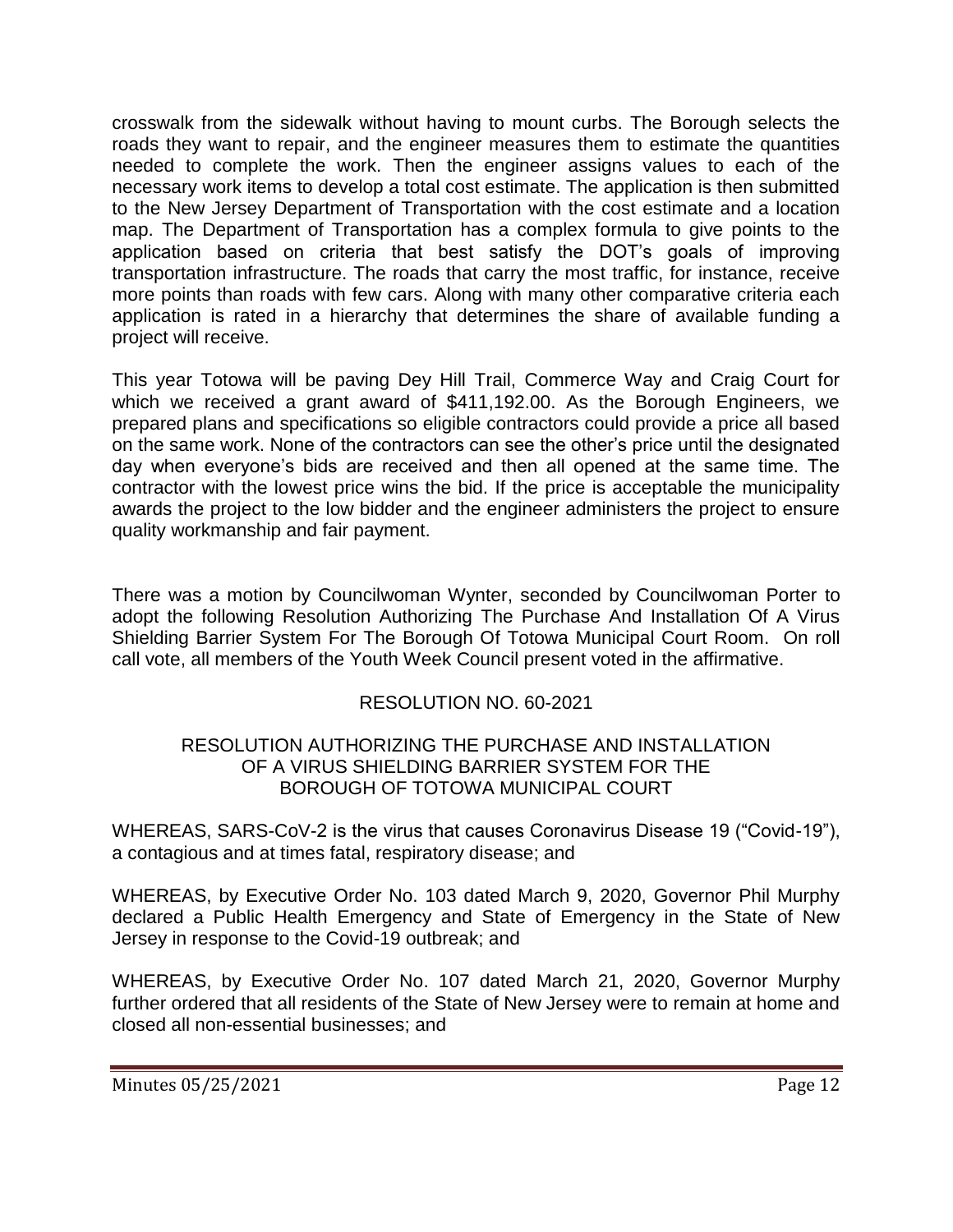crosswalk from the sidewalk without having to mount curbs. The Borough selects the roads they want to repair, and the engineer measures them to estimate the quantities needed to complete the work. Then the engineer assigns values to each of the necessary work items to develop a total cost estimate. The application is then submitted to the New Jersey Department of Transportation with the cost estimate and a location map. The Department of Transportation has a complex formula to give points to the application based on criteria that best satisfy the DOT's goals of improving transportation infrastructure. The roads that carry the most traffic, for instance, receive more points than roads with few cars. Along with many other comparative criteria each application is rated in a hierarchy that determines the share of available funding a project will receive.

This year Totowa will be paving Dey Hill Trail, Commerce Way and Craig Court for which we received a grant award of $411,192.00. As the Borough Engineers, we prepared plans and specifications so eligible contractors could provide a price all based on the same work. None of the contractors can see the other's price until the designated day when everyone's bids are received and then all opened at the same time. The contractor with the lowest price wins the bid. If the price is acceptable the municipality awards the project to the low bidder and the engineer administers the project to ensure quality workmanship and fair payment.

There was a motion by Councilwoman Wynter, seconded by Councilwoman Porter to adopt the following Resolution Authorizing The Purchase And Installation Of A Virus Shielding Barrier System For The Borough Of Totowa Municipal Court Room. On roll call vote, all members of the Youth Week Council present voted in the affirmative.

RESOLUTION NO. 60-2021

RESOLUTION AUTHORIZING THE PURCHASE AND INSTALLATION OF A VIRUS SHIELDING BARRIER SYSTEM FOR THE BOROUGH OF TOTOWA MUNICIPAL COURT

WHEREAS, SARS-CoV-2 is the virus that causes Coronavirus Disease 19 ("Covid-19"), a contagious and at times fatal, respiratory disease; and

WHEREAS, by Executive Order No. 103 dated March 9, 2020, Governor Phil Murphy declared a Public Health Emergency and State of Emergency in the State of New Jersey in response to the Covid-19 outbreak; and

WHEREAS, by Executive Order No. 107 dated March 21, 2020, Governor Murphy further ordered that all residents of the State of New Jersey were to remain at home and closed all non-essential businesses; and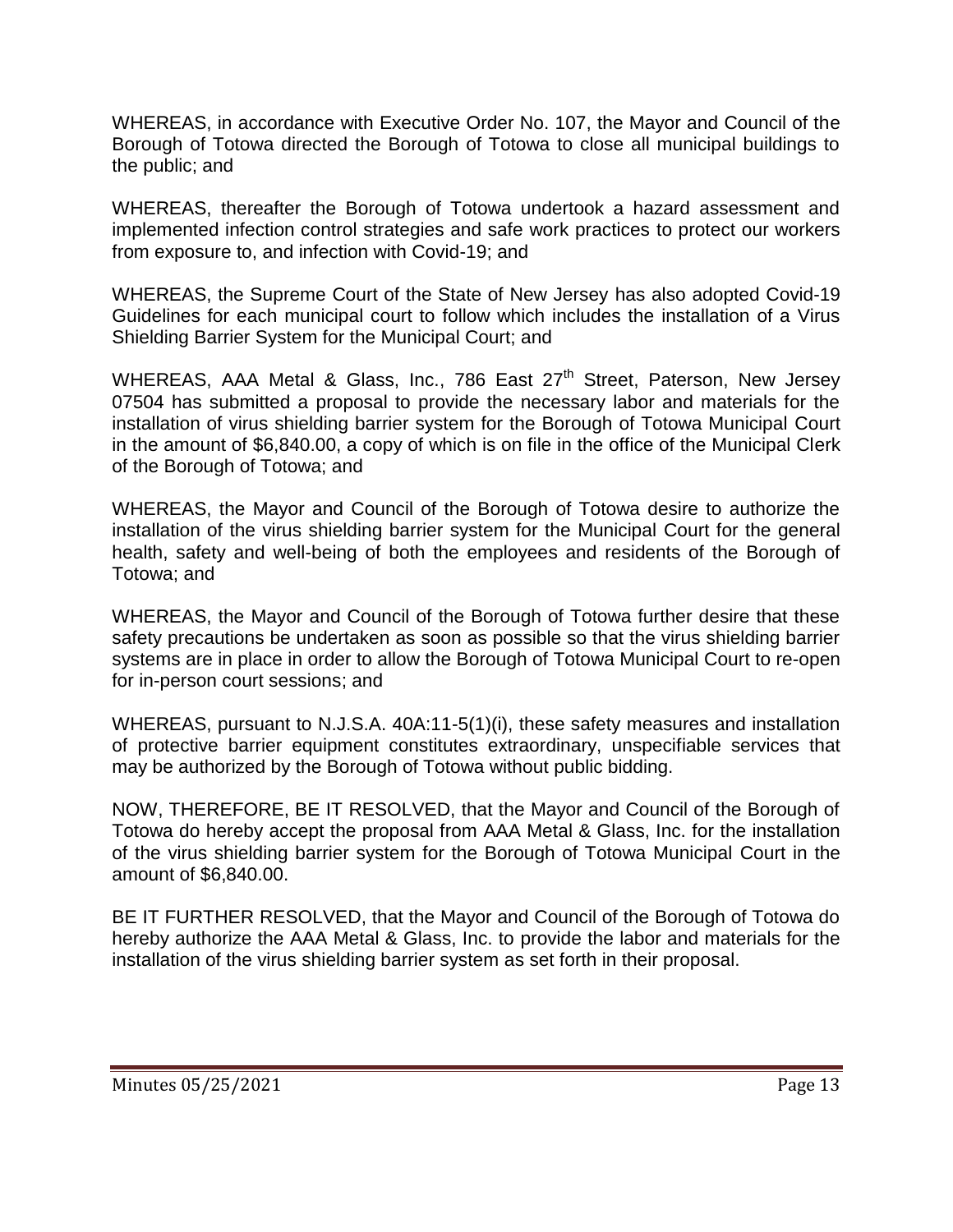WHEREAS, in accordance with Executive Order No. 107, the Mayor and Council of the Borough of Totowa directed the Borough of Totowa to close all municipal buildings to the public; and

WHEREAS, thereafter the Borough of Totowa undertook a hazard assessment and implemented infection control strategies and safe work practices to protect our workers from exposure to, and infection with Covid-19; and

WHEREAS, the Supreme Court of the State of New Jersey has also adopted Covid-19 Guidelines for each municipal court to follow which includes the installation of a Virus Shielding Barrier System for the Municipal Court; and

WHEREAS, AAA Metal & Glass, Inc., 786 East 27th Street, Paterson, New Jersey 07504 has submitted a proposal to provide the necessary labor and materials for the installation of virus shielding barrier system for the Borough of Totowa Municipal Court in the amount of $6,840.00, a copy of which is on file in the office of the Municipal Clerk of the Borough of Totowa; and

WHEREAS, the Mayor and Council of the Borough of Totowa desire to authorize the installation of the virus shielding barrier system for the Municipal Court for the general health, safety and well-being of both the employees and residents of the Borough of Totowa; and

WHEREAS, the Mayor and Council of the Borough of Totowa further desire that these safety precautions be undertaken as soon as possible so that the virus shielding barrier systems are in place in order to allow the Borough of Totowa Municipal Court to re-open for in-person court sessions; and

WHEREAS, pursuant to N.J.S.A. 40A:11-5(1)(i), these safety measures and installation of protective barrier equipment constitutes extraordinary, unspecifiable services that may be authorized by the Borough of Totowa without public bidding.

NOW, THEREFORE, BE IT RESOLVED, that the Mayor and Council of the Borough of Totowa do hereby accept the proposal from AAA Metal & Glass, Inc. for the installation of the virus shielding barrier system for the Borough of Totowa Municipal Court in the amount of $6,840.00.

BE IT FURTHER RESOLVED, that the Mayor and Council of the Borough of Totowa do hereby authorize the AAA Metal & Glass, Inc. to provide the labor and materials for the installation of the virus shielding barrier system as set forth in their proposal.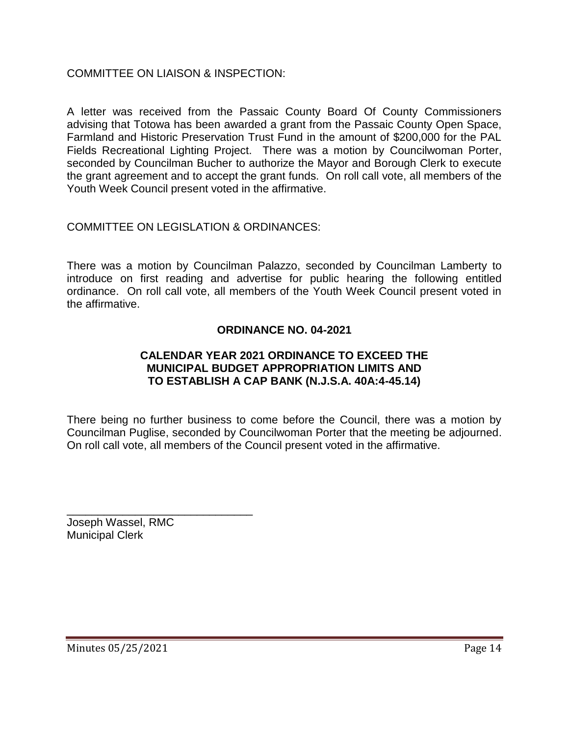COMMITTEE ON LIAISON & INSPECTION:

A letter was received from the Passaic County Board Of County Commissioners advising that Totowa has been awarded a grant from the Passaic County Open Space, Farmland and Historic Preservation Trust Fund in the amount of $200,000 for the PAL Fields Recreational Lighting Project. There was a motion by Councilwoman Porter, seconded by Councilman Bucher to authorize the Mayor and Borough Clerk to execute the grant agreement and to accept the grant funds. On roll call vote, all members of the Youth Week Council present voted in the affirmative.

COMMITTEE ON LEGISLATION & ORDINANCES:

There was a motion by Councilman Palazzo, seconded by Councilman Lamberty to introduce on first reading and advertise for public hearing the following entitled ordinance. On roll call vote, all members of the Youth Week Council present voted in the affirmative.

**ORDINANCE NO. 04-2021**

**CALENDAR YEAR 2021 ORDINANCE TO EXCEED THE MUNICIPAL BUDGET APPROPRIATION LIMITS AND TO ESTABLISH A CAP BANK (N.J.S.A. 40A:4-45.14)**

There being no further business to come before the Council, there was a motion by Councilman Puglise, seconded by Councilwoman Porter that the meeting be adjourned. On roll call vote, all members of the Council present voted in the affirmative.

\_\_\_\_\_\_\_\_\_\_\_\_\_\_\_\_\_\_\_\_\_\_\_\_\_\_\_\_\_\_\_

Joseph Wassel, RMC
Municipal Clerk